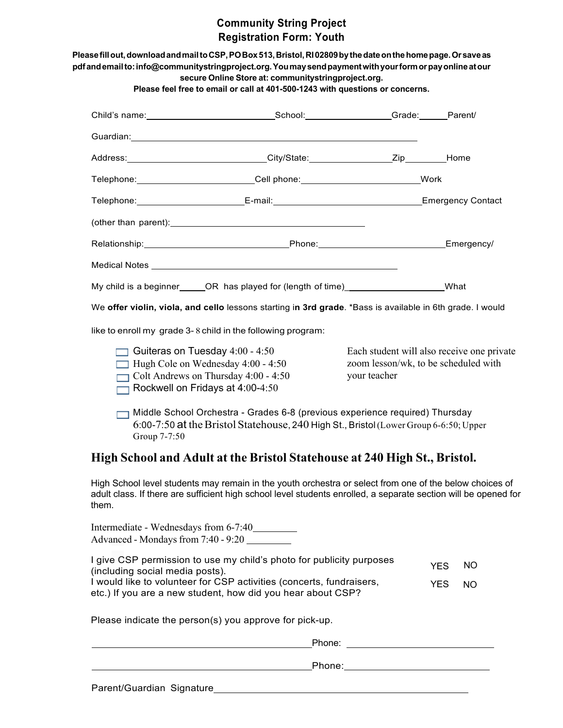# Community String Project
## Registration Form: Youth

**Please fill out, download and mail to CSP, PO Box 513, Bristol, RI 02809 by the date on the home page. Or save as pdf and email to: info@communitystringproject.org. You may send payment with your form or pay online at our secure Online Store at: communitystringproject.org.**

**Please feel free to email or call at 401-500-1243 with questions or concerns.**

Child's name:\_\_\_\_\_\_\_\_\_\_\_\_\_\_\_\_\_\_\_\_\_\_\_\_\_\_School:\_\_\_\_\_\_\_\_\_\_\_\_\_\_\_\_\_\_Grade:\_\_\_\_\_\_Parent/

Guardian:\_\_\_\_\_\_\_\_\_\_\_\_\_\_\_\_\_\_\_\_\_\_\_\_\_\_\_\_\_\_\_\_\_\_\_\_\_\_\_\_\_\_\_\_\_\_\_\_\_\_\_\_\_\_\_\_\_\_

Address:\_\_\_\_\_\_\_\_\_\_\_\_\_\_\_\_\_\_\_\_\_\_\_\_\_\_\_\_City/State:\_\_\_\_\_\_\_\_\_\_\_\_\_\_\_\_\_Zip\_\_\_\_\_\_\_\_\_Home

Telephone:\_\_\_\_\_\_\_\_\_\_\_\_\_\_\_\_\_\_\_\_\_\_\_\_Cell phone:\_\_\_\_\_\_\_\_\_\_\_\_\_\_\_\_\_\_\_\_\_\_\_\_\_Work

Telephone:\_\_\_\_\_\_\_\_\_\_\_\_\_\_\_\_\_\_\_\_\_\_E-mail:\_\_\_\_\_\_\_\_\_\_\_\_\_\_\_\_\_\_\_\_\_\_\_\_\_\_\_\_\_\_\_Emergency Contact

(other than parent):\_\_\_\_\_\_\_\_\_\_\_\_\_\_\_\_\_\_\_\_\_\_\_\_\_\_\_\_\_\_\_\_\_\_\_\_\_\_\_\_\_

Relationship:\_\_\_\_\_\_\_\_\_\_\_\_\_\_\_\_\_\_\_\_\_\_\_\_\_\_\_\_\_\_Phone:\_\_\_\_\_\_\_\_\_\_\_\_\_\_\_\_\_\_\_\_\_\_\_\_\_\_Emergency/

Medical Notes \_\_\_\_\_\_\_\_\_\_\_\_\_\_\_\_\_\_\_\_\_\_\_\_\_\_\_\_\_\_\_\_\_\_\_\_\_\_\_\_\_\_\_\_\_\_\_\_\_\_\_

My child is a beginner\_\_\_\_\_OR has played for (length of time)\_\_\_\_\_\_\_\_\_\_\_\_\_\_\_\_\_\_\_\_What

We **offer violin, viola, and cello** lessons starting i**n 3rd grade**. \*Bass is available in 6th grade. I would like to enroll my grade 3- 8 child in the following program:

- ☐ Guiteras on Tuesday 4:00 - 4:50
- ☐ Hugh Cole on Wednesday 4:00 - 4:50
- ☐ Colt Andrews on Thursday 4:00 - 4:50
- ☐ Rockwell on Fridays at 4:00-4:50

Each student will also receive one private zoom lesson/wk, to be scheduled with your teacher

- ☐ Middle School Orchestra - Grades 6-8 (previous experience required) Thursday 6:00-7:50 at the Bristol Statehouse, 240 High St., Bristol (Lower Group 6-6:50; Upper Group 7-7:50)

## High School and Adult at the Bristol Statehouse at 240 High St., Bristol.

High School level students may remain in the youth orchestra or select from one of the below choices of adult class. If there are sufficient high school level students enrolled, a separate section will be opened for them.

Intermediate - Wednesdays from 6-7:40\_\_\_\_\_\_\_\_\_
Advanced - Mondays from 7:40 - 9:20 \_\_\_\_\_\_\_\_\_

I give CSP permission to use my child's photo for publicity purposes (including social media posts). YES NO

I would like to volunteer for CSP activities (concerts, fundraisers, etc.) YES NO

If you are a new student, how did you hear about CSP?

Please indicate the person(s) you approve for pick-up.

\_\_\_\_\_\_\_\_\_\_\_\_\_\_\_\_\_\_\_\_\_\_\_\_\_\_\_\_\_\_\_\_\_\_\_\_\_\_\_\_\_\_\_Phone: \_\_\_\_\_\_\_\_\_\_\_\_\_\_\_\_\_\_\_\_\_\_\_\_\_\_\_\_\_\_

\_\_\_\_\_\_\_\_\_\_\_\_\_\_\_\_\_\_\_\_\_\_\_\_\_\_\_\_\_\_\_\_\_\_\_\_\_\_\_\_\_\_\_Phone:\_\_\_\_\_\_\_\_\_\_\_\_\_\_\_\_\_\_\_\_\_\_\_\_\_\_\_\_\_\_

Parent/Guardian Signature\_\_\_\_\_\_\_\_\_\_\_\_\_\_\_\_\_\_\_\_\_\_\_\_\_\_\_\_\_\_\_\_\_\_\_\_\_\_\_\_\_\_\_\_\_\_\_\_\_\_\_\_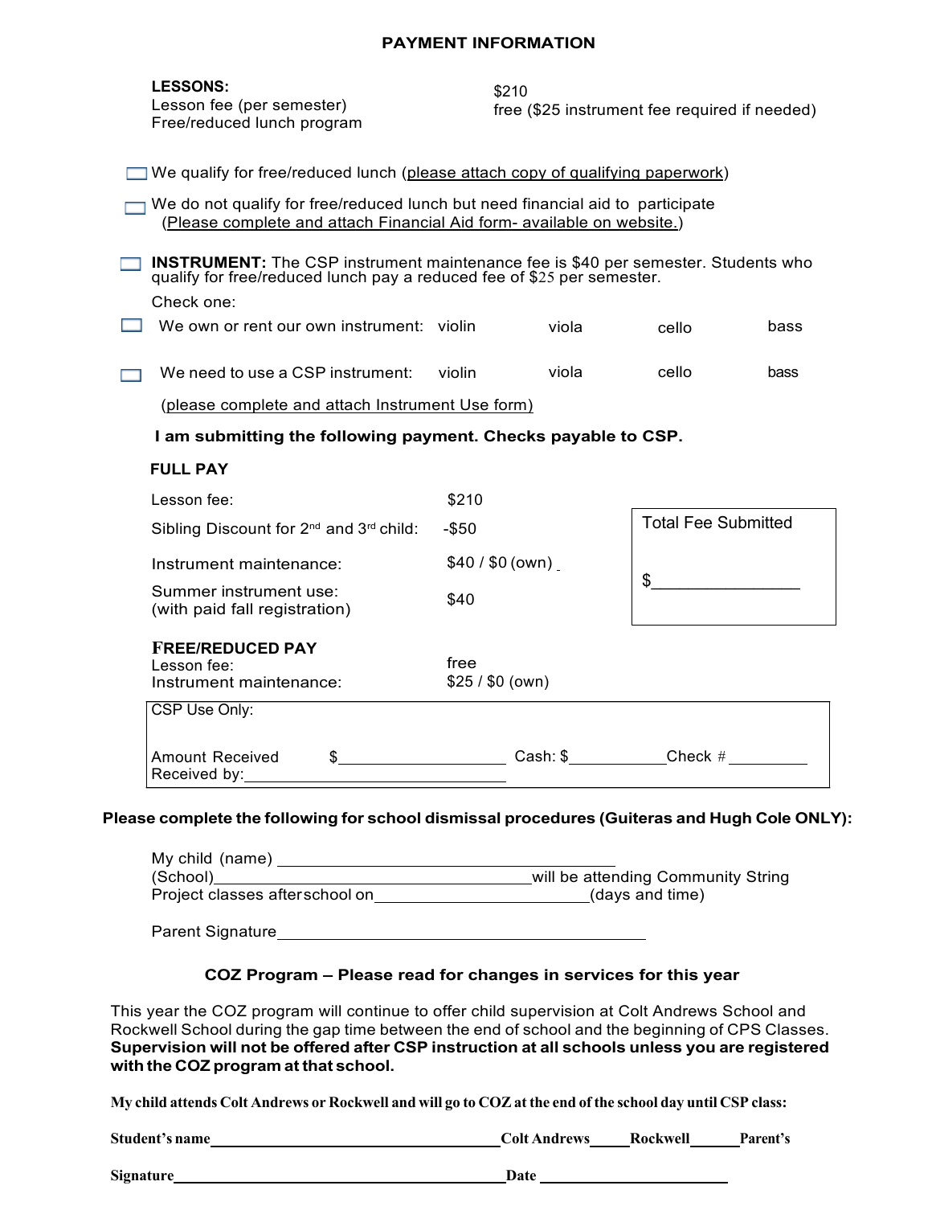## PAYMENT INFORMATION

**LESSONS:**

| | |
|---|---|
| Lesson fee (per semester) | $210 |
| Free/reduced lunch program | free ($25 instrument fee required if needed) |

☐ We qualify for free/reduced lunch (please attach copy of qualifying paperwork)

☐ We do not qualify for free/reduced lunch but need financial aid to participate (Please complete and attach Financial Aid form- available on website.)

☐ **INSTRUMENT:** The CSP instrument maintenance fee is $40 per semester. Students who qualify for free/reduced lunch pay a reduced fee of $25 per semester.

Check one:

☐ We own or rent our own instrument: violin viola cello bass

☐ We need to use a CSP instrument: violin viola cello bass

(please complete and attach Instrument Use form)

**I am submitting the following payment. Checks payable to CSP.**

**FULL PAY**

| | |
|---|---|
| Lesson fee: | $210 |
| Sibling Discount for 2nd and 3rd child: | -$50 |
| Instrument maintenance: | $40 / $0 (own) |
| Summer instrument use: (with paid fall registration) | $40 |

Total Fee Submitted

$_______________

**FREE/REDUCED PAY**

| | |
|---|---|
| Lesson fee: | free |
| Instrument maintenance: | $25 / $0 (own) |

CSP Use Only:

Amount Received $__________________ Cash: $__________ Check # _________

Received by:____________________________

**Please complete the following for school dismissal procedures (Guiteras and Hugh Cole ONLY):**

My child (name) ______________________________________

(School)____________________________________will be attending Community String Project classes after school on_________________________(days and time)

Parent Signature________________________________________

**COZ Program – Please read for changes in services for this year**

This year the COZ program will continue to offer child supervision at Colt Andrews School and Rockwell School during the gap time between the end of school and the beginning of CPS Classes. **Supervision will not be offered after CSP instruction at all schools unless you are registered with the COZ program at that school.**

**My child attends Colt Andrews or Rockwell and will go to COZ at the end of the school day until CSP class:**

**Student's name**________________________________ **Colt Andrews**_____ **Rockwell**______ **Parent's**

**Signature**________________________________________ **Date** ________________________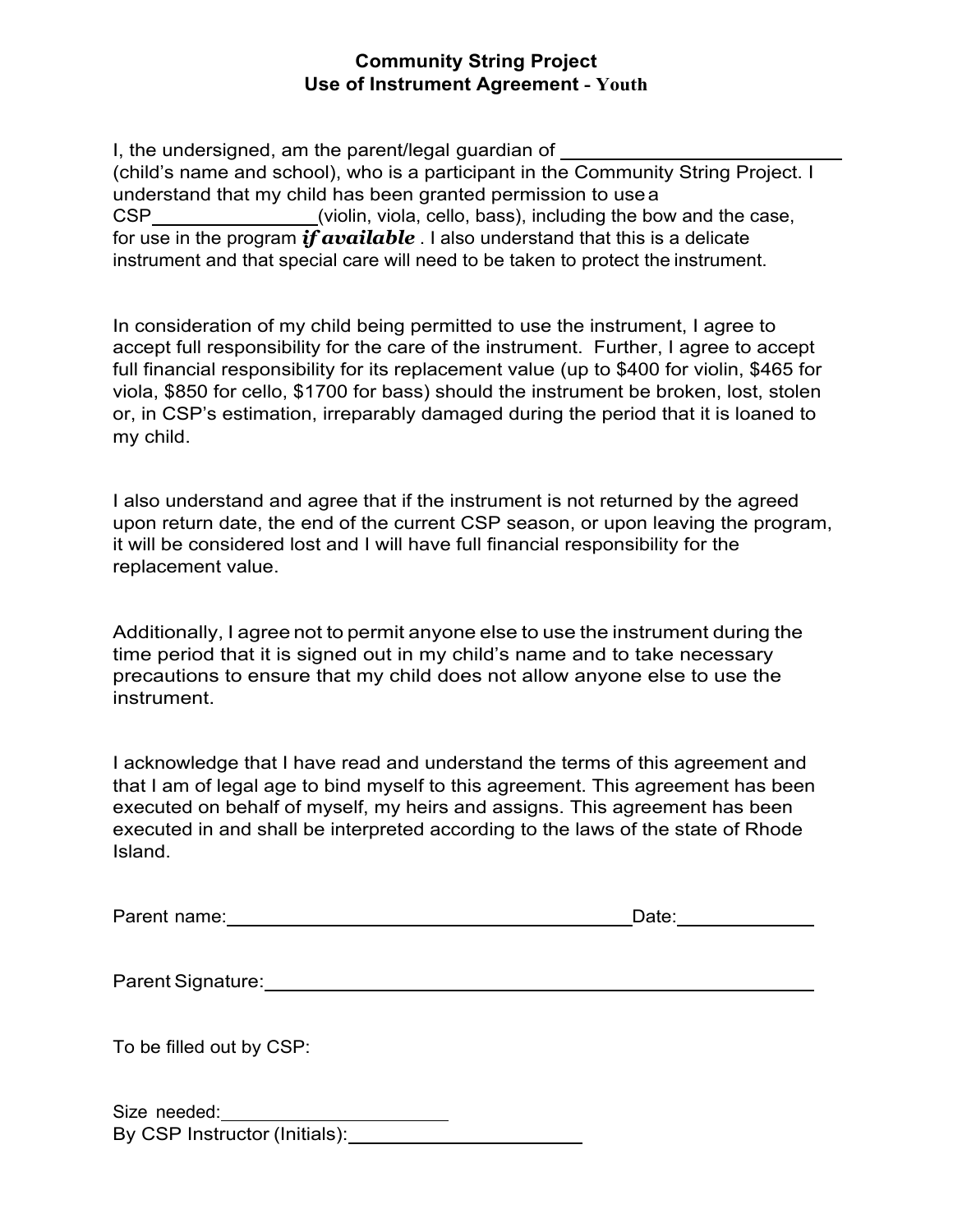# Community String Project
## Use of Instrument Agreement - Youth

I, the undersigned, am the parent/legal guardian of ____________________________ (child's name and school), who is a participant in the Community String Project. I understand that my child has been granted permission to use a CSP________________(violin, viola, cello, bass), including the bow and the case, for use in the program ***if available***. I also understand that this is a delicate instrument and that special care will need to be taken to protect the instrument.

In consideration of my child being permitted to use the instrument, I agree to accept full responsibility for the care of the instrument. Further, I agree to accept full financial responsibility for its replacement value (up to $400 for violin, $465 for viola, $850 for cello, $1700 for bass) should the instrument be broken, lost, stolen or, in CSP's estimation, irreparably damaged during the period that it is loaned to my child.

I also understand and agree that if the instrument is not returned by the agreed upon return date, the end of the current CSP season, or upon leaving the program, it will be considered lost and I will have full financial responsibility for the replacement value.

Additionally, I agree not to permit anyone else to use the instrument during the time period that it is signed out in my child's name and to take necessary precautions to ensure that my child does not allow anyone else to use the instrument.

I acknowledge that I have read and understand the terms of this agreement and that I am of legal age to bind myself to this agreement. This agreement has been executed on behalf of myself, my heirs and assigns. This agreement has been executed in and shall be interpreted according to the laws of the state of Rhode Island.

Parent name:__________________________________________Date:______________

Parent Signature:________________________________________________________

To be filled out by CSP:

Size needed:________________________

By CSP Instructor (Initials):______________________